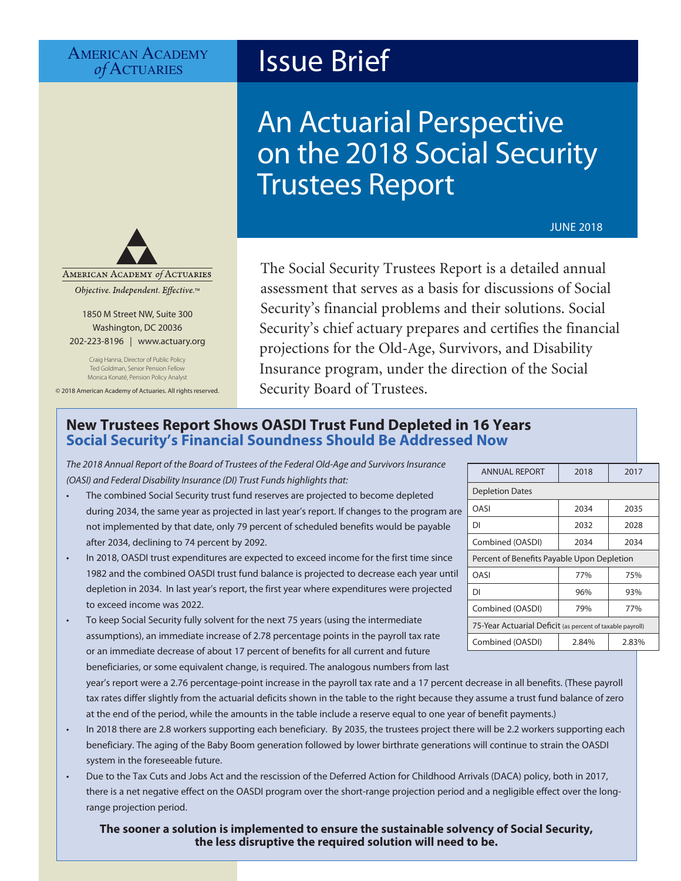AMERICAN ACADEMY *of* ACTUARIES

# Issue Brief

# An Actuarial Perspective on the 2018 Social Security Trustees Report

JUNE 2018

AMERICAN ACADEMY *of* ACTUARIES

*Objective. Independent. Effective.™*

1850 M Street NW, Suite 300
Washington, DC 20036
202-223-8196 | www.actuary.org

Craig Hanna, Director of Public Policy
Ted Goldman, Senior Pension Fellow
Monica Konaté, Pension Policy Analyst

© 2018 American Academy of Actuaries. All rights reserved.

The Social Security Trustees Report is a detailed annual assessment that serves as a basis for discussions of Social Security's financial problems and their solutions. Social Security's chief actuary prepares and certifies the financial projections for the Old-Age, Survivors, and Disability Insurance program, under the direction of the Social Security Board of Trustees.

## New Trustees Report Shows OASDI Trust Fund Depleted in 16 Years
## Social Security's Financial Soundness Should Be Addressed Now

*The 2018 Annual Report of the Board of Trustees of the Federal Old-Age and Survivors Insurance (OASI) and Federal Disability Insurance (DI) Trust Funds highlights that:*

| ANNUAL REPORT | 2018 | 2017 |
|---|---|---|
| Depletion Dates | | |
| OASI | 2034 | 2035 |
| DI | 2032 | 2028 |
| Combined (OASDI) | 2034 | 2034 |
| Percent of Benefits Payable Upon Depletion | | |
| OASI | 77% | 75% |
| DI | 96% | 93% |
| Combined (OASDI) | 79% | 77% |
| 75-Year Actuarial Deficit (as percent of taxable payroll) | | |
| Combined (OASDI) | 2.84% | 2.83% |

- The combined Social Security trust fund reserves are projected to become depleted during 2034, the same year as projected in last year's report. If changes to the program are not implemented by that date, only 79 percent of scheduled benefits would be payable after 2034, declining to 74 percent by 2092.
- In 2018, OASDI trust expenditures are expected to exceed income for the first time since 1982 and the combined OASDI trust fund balance is projected to decrease each year until depletion in 2034. In last year's report, the first year where expenditures were projected to exceed income was 2022.
- To keep Social Security fully solvent for the next 75 years (using the intermediate assumptions), an immediate increase of 2.78 percentage points in the payroll tax rate or an immediate decrease of about 17 percent of benefits for all current and future beneficiaries, or some equivalent change, is required. The analogous numbers from last year's report were a 2.76 percentage-point increase in the payroll tax rate and a 17 percent decrease in all benefits. (These payroll tax rates differ slightly from the actuarial deficits shown in the table to the right because they assume a trust fund balance of zero at the end of the period, while the amounts in the table include a reserve equal to one year of benefit payments.)
- In 2018 there are 2.8 workers supporting each beneficiary. By 2035, the trustees project there will be 2.2 workers supporting each beneficiary. The aging of the Baby Boom generation followed by lower birthrate generations will continue to strain the OASDI system in the foreseeable future.
- Due to the Tax Cuts and Jobs Act and the rescission of the Deferred Action for Childhood Arrivals (DACA) policy, both in 2017, there is a net negative effect on the OASDI program over the short-range projection period and a negligible effect over the long-range projection period.

**The sooner a solution is implemented to ensure the sustainable solvency of Social Security, the less disruptive the required solution will need to be.**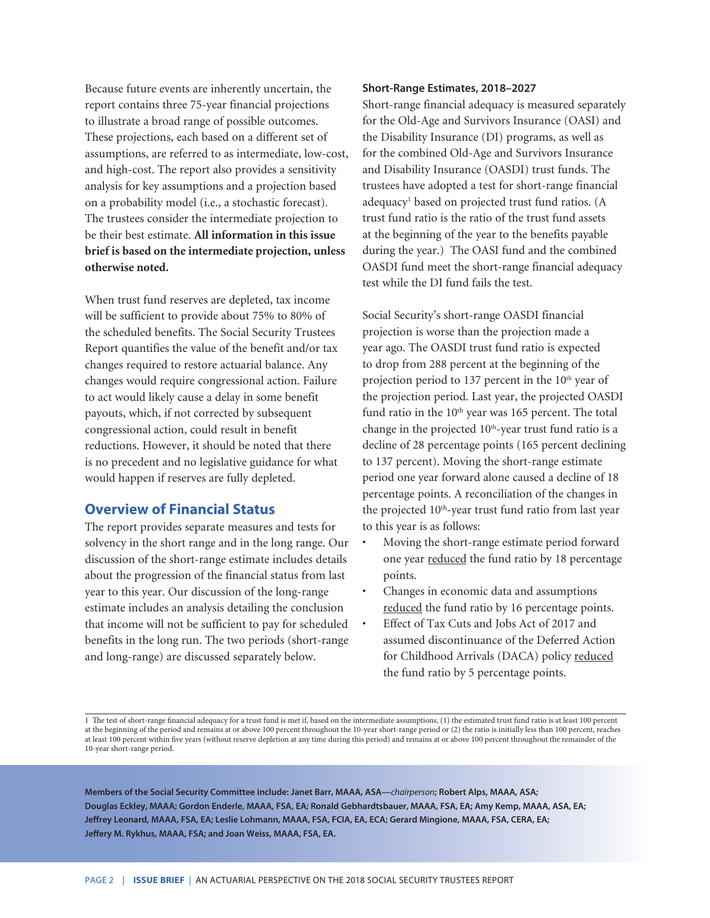Because future events are inherently uncertain, the report contains three 75-year financial projections to illustrate a broad range of possible outcomes. These projections, each based on a different set of assumptions, are referred to as intermediate, low-cost, and high-cost. The report also provides a sensitivity analysis for key assumptions and a projection based on a probability model (i.e., a stochastic forecast). The trustees consider the intermediate projection to be their best estimate. **All information in this issue brief is based on the intermediate projection, unless otherwise noted.**

When trust fund reserves are depleted, tax income will be sufficient to provide about 75% to 80% of the scheduled benefits. The Social Security Trustees Report quantifies the value of the benefit and/or tax changes required to restore actuarial balance. Any changes would require congressional action. Failure to act would likely cause a delay in some benefit payouts, which, if not corrected by subsequent congressional action, could result in benefit reductions. However, it should be noted that there is no precedent and no legislative guidance for what would happen if reserves are fully depleted.

## Overview of Financial Status

The report provides separate measures and tests for solvency in the short range and in the long range. Our discussion of the short-range estimate includes details about the progression of the financial status from last year to this year. Our discussion of the long-range estimate includes an analysis detailing the conclusion that income will not be sufficient to pay for scheduled benefits in the long run. The two periods (short-range and long-range) are discussed separately below.

### Short-Range Estimates, 2018–2027

Short-range financial adequacy is measured separately for the Old-Age and Survivors Insurance (OASI) and the Disability Insurance (DI) programs, as well as for the combined Old-Age and Survivors Insurance and Disability Insurance (OASDI) trust funds. The trustees have adopted a test for short-range financial adequacy[1] based on projected trust fund ratios. (A trust fund ratio is the ratio of the trust fund assets at the beginning of the year to the benefits payable during the year.) The OASI fund and the combined OASDI fund meet the short-range financial adequacy test while the DI fund fails the test.

Social Security's short-range OASDI financial projection is worse than the projection made a year ago. The OASDI trust fund ratio is expected to drop from 288 percent at the beginning of the projection period to 137 percent in the 10th year of the projection period. Last year, the projected OASDI fund ratio in the 10th year was 165 percent. The total change in the projected 10th-year trust fund ratio is a decline of 28 percentage points (165 percent declining to 137 percent). Moving the short-range estimate period one year forward alone caused a decline of 18 percentage points. A reconciliation of the changes in the projected 10th-year trust fund ratio from last year to this year is as follows:

- Moving the short-range estimate period forward one year <u>reduced</u> the fund ratio by 18 percentage points.
- Changes in economic data and assumptions <u>reduced</u> the fund ratio by 16 percentage points.
- Effect of Tax Cuts and Jobs Act of 2017 and assumed discontinuance of the Deferred Action for Childhood Arrivals (DACA) policy <u>reduced</u> the fund ratio by 5 percentage points.

---

1 The test of short-range financial adequacy for a trust fund is met if, based on the intermediate assumptions, (1) the estimated trust fund ratio is at least 100 percent at the beginning of the period and remains at or above 100 percent throughout the 10-year short-range period or (2) the ratio is initially less than 100 percent, reaches at least 100 percent within five years (without reserve depletion at any time during this period) and remains at or above 100 percent throughout the remainder of the 10-year short-range period.

**Members of the Social Security Committee include: Janet Barr, MAAA, ASA—*chairperson*; Robert Alps, MAAA, ASA; Douglas Eckley, MAAA; Gordon Enderle, MAAA, FSA, EA; Ronald Gebhardtsbauer, MAAA, FSA, EA; Amy Kemp, MAAA, ASA, EA; Jeffrey Leonard, MAAA, FSA, EA; Leslie Lohmann, MAAA, FSA, FCIA, EA, ECA; Gerard Mingione, MAAA, FSA, CERA, EA; Jeffery M. Rykhus, MAAA, FSA; and Joan Weiss, MAAA, FSA, EA.**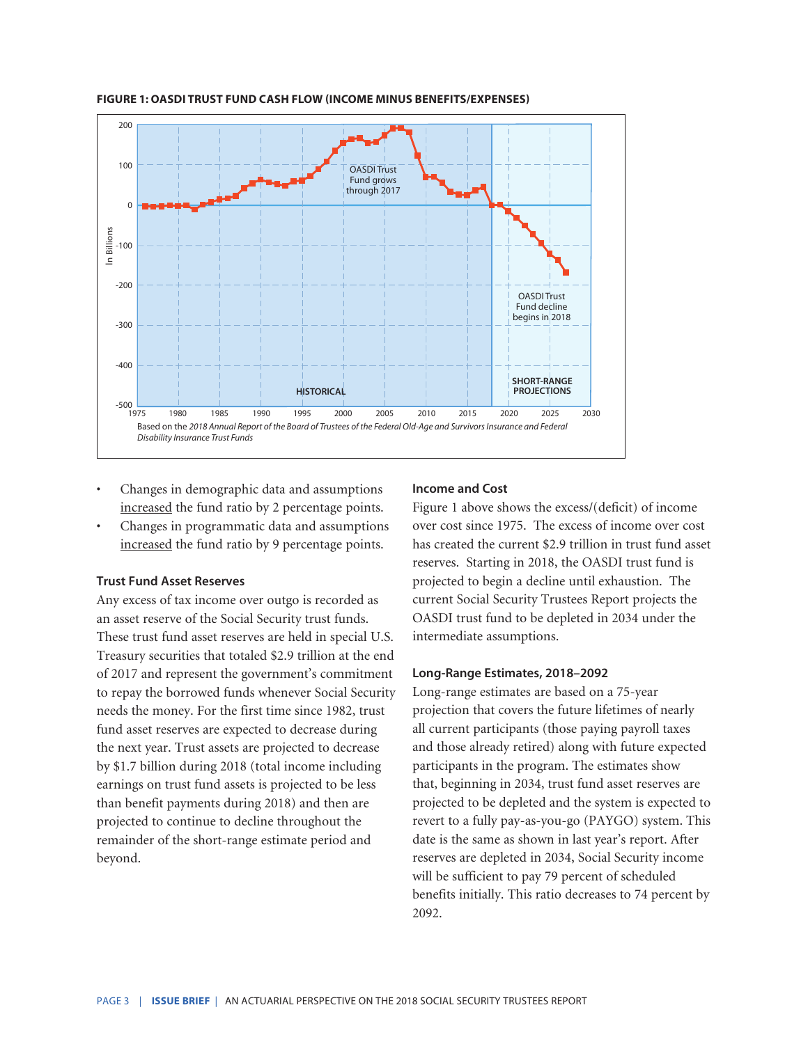**FIGURE 1: OASDI TRUST FUND CASH FLOW (INCOME MINUS BENEFITS/EXPENSES)**

Based on the *2018 Annual Report of the Board of Trustees of the Federal Old-Age and Survivors Insurance and Federal Disability Insurance Trust Funds*

- Changes in demographic data and assumptions increased the fund ratio by 2 percentage points.
- Changes in programmatic data and assumptions increased the fund ratio by 9 percentage points.

### Trust Fund Asset Reserves

Any excess of tax income over outgo is recorded as an asset reserve of the Social Security trust funds. These trust fund asset reserves are held in special U.S. Treasury securities that totaled $2.9 trillion at the end of 2017 and represent the government's commitment to repay the borrowed funds whenever Social Security needs the money. For the first time since 1982, trust fund asset reserves are expected to decrease during the next year. Trust assets are projected to decrease by $1.7 billion during 2018 (total income including earnings on trust fund assets is projected to be less than benefit payments during 2018) and then are projected to continue to decline throughout the remainder of the short-range estimate period and beyond.

### Income and Cost

Figure 1 above shows the excess/(deficit) of income over cost since 1975. The excess of income over cost has created the current $2.9 trillion in trust fund asset reserves. Starting in 2018, the OASDI trust fund is projected to begin a decline until exhaustion. The current Social Security Trustees Report projects the OASDI trust fund to be depleted in 2034 under the intermediate assumptions.

### Long-Range Estimates, 2018–2092

Long-range estimates are based on a 75-year projection that covers the future lifetimes of nearly all current participants (those paying payroll taxes and those already retired) along with future expected participants in the program. The estimates show that, beginning in 2034, trust fund asset reserves are projected to be depleted and the system is expected to revert to a fully pay-as-you-go (PAYGO) system. This date is the same as shown in last year's report. After reserves are depleted in 2034, Social Security income will be sufficient to pay 79 percent of scheduled benefits initially. This ratio decreases to 74 percent by 2092.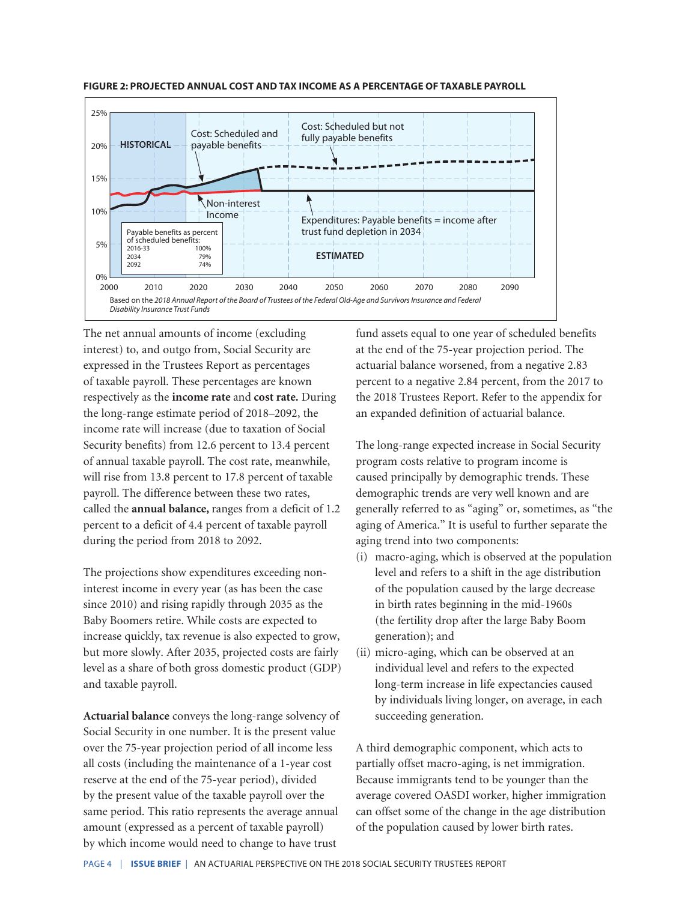**FIGURE 2: PROJECTED ANNUAL COST AND TAX INCOME AS A PERCENTAGE OF TAXABLE PAYROLL**

Based on the *2018 Annual Report of the Board of Trustees of the Federal Old-Age and Survivors Insurance and Federal Disability Insurance Trust Funds*

The net annual amounts of income (excluding interest) to, and outgo from, Social Security are expressed in the Trustees Report as percentages of taxable payroll. These percentages are known respectively as the **income rate** and **cost rate.** During the long-range estimate period of 2018–2092, the income rate will increase (due to taxation of Social Security benefits) from 12.6 percent to 13.4 percent of annual taxable payroll. The cost rate, meanwhile, will rise from 13.8 percent to 17.8 percent of taxable payroll. The difference between these two rates, called the **annual balance,** ranges from a deficit of 1.2 percent to a deficit of 4.4 percent of taxable payroll during the period from 2018 to 2092.

The projections show expenditures exceeding non-interest income in every year (as has been the case since 2010) and rising rapidly through 2035 as the Baby Boomers retire. While costs are expected to increase quickly, tax revenue is also expected to grow, but more slowly. After 2035, projected costs are fairly level as a share of both gross domestic product (GDP) and taxable payroll.

**Actuarial balance** conveys the long-range solvency of Social Security in one number. It is the present value over the 75-year projection period of all income less all costs (including the maintenance of a 1-year cost reserve at the end of the 75-year period), divided by the present value of the taxable payroll over the same period. This ratio represents the average annual amount (expressed as a percent of taxable payroll) by which income would need to change to have trust fund assets equal to one year of scheduled benefits at the end of the 75-year projection period. The actuarial balance worsened, from a negative 2.83 percent to a negative 2.84 percent, from the 2017 to the 2018 Trustees Report. Refer to the appendix for an expanded definition of actuarial balance.

The long-range expected increase in Social Security program costs relative to program income is caused principally by demographic trends. These demographic trends are very well known and are generally referred to as "aging" or, sometimes, as "the aging of America." It is useful to further separate the aging trend into two components:

(i) macro-aging, which is observed at the population level and refers to a shift in the age distribution of the population caused by the large decrease in birth rates beginning in the mid-1960s (the fertility drop after the large Baby Boom generation); and

(ii) micro-aging, which can be observed at an individual level and refers to the expected long-term increase in life expectancies caused by individuals living longer, on average, in each succeeding generation.

A third demographic component, which acts to partially offset macro-aging, is net immigration. Because immigrants tend to be younger than the average covered OASDI worker, higher immigration can offset some of the change in the age distribution of the population caused by lower birth rates.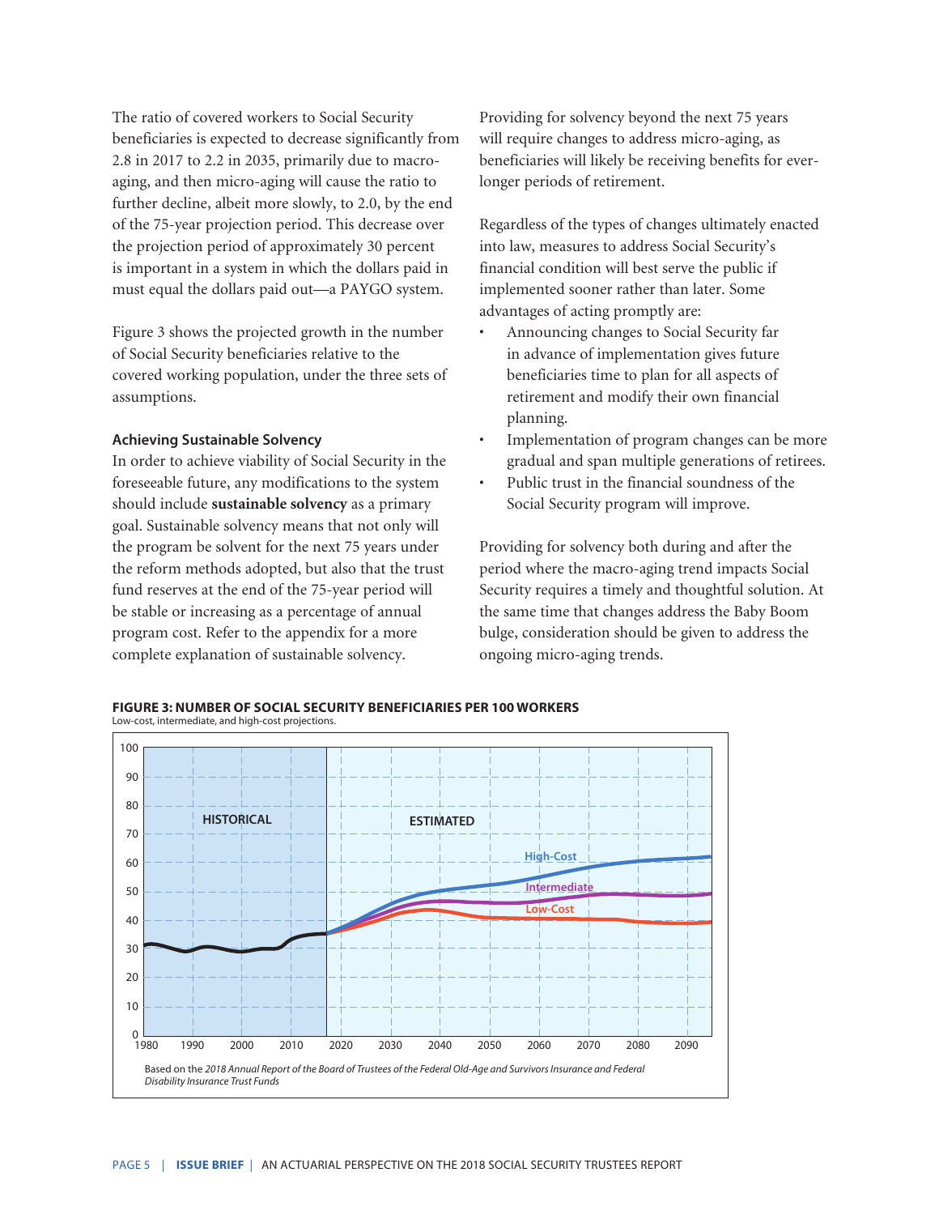The ratio of covered workers to Social Security beneficiaries is expected to decrease significantly from 2.8 in 2017 to 2.2 in 2035, primarily due to macro-aging, and then micro-aging will cause the ratio to further decline, albeit more slowly, to 2.0, by the end of the 75-year projection period. This decrease over the projection period of approximately 30 percent is important in a system in which the dollars paid in must equal the dollars paid out—a PAYGO system.

Figure 3 shows the projected growth in the number of Social Security beneficiaries relative to the covered working population, under the three sets of assumptions.

### Achieving Sustainable Solvency

In order to achieve viability of Social Security in the foreseeable future, any modifications to the system should include **sustainable solvency** as a primary goal. Sustainable solvency means that not only will the program be solvent for the next 75 years under the reform methods adopted, but also that the trust fund reserves at the end of the 75-year period will be stable or increasing as a percentage of annual program cost. Refer to the appendix for a more complete explanation of sustainable solvency.

Providing for solvency beyond the next 75 years will require changes to address micro-aging, as beneficiaries will likely be receiving benefits for ever-longer periods of retirement.

Regardless of the types of changes ultimately enacted into law, measures to address Social Security's financial condition will best serve the public if implemented sooner rather than later. Some advantages of acting promptly are:

- Announcing changes to Social Security far in advance of implementation gives future beneficiaries time to plan for all aspects of retirement and modify their own financial planning.
- Implementation of program changes can be more gradual and span multiple generations of retirees.
- Public trust in the financial soundness of the Social Security program will improve.

Providing for solvency both during and after the period where the macro-aging trend impacts Social Security requires a timely and thoughtful solution. At the same time that changes address the Baby Boom bulge, consideration should be given to address the ongoing micro-aging trends.

**FIGURE 3: NUMBER OF SOCIAL SECURITY BENEFICIARIES PER 100 WORKERS**

Low-cost, intermediate, and high-cost projections.

Based on the *2018 Annual Report of the Board of Trustees of the Federal Old-Age and Survivors Insurance and Federal Disability Insurance Trust Funds*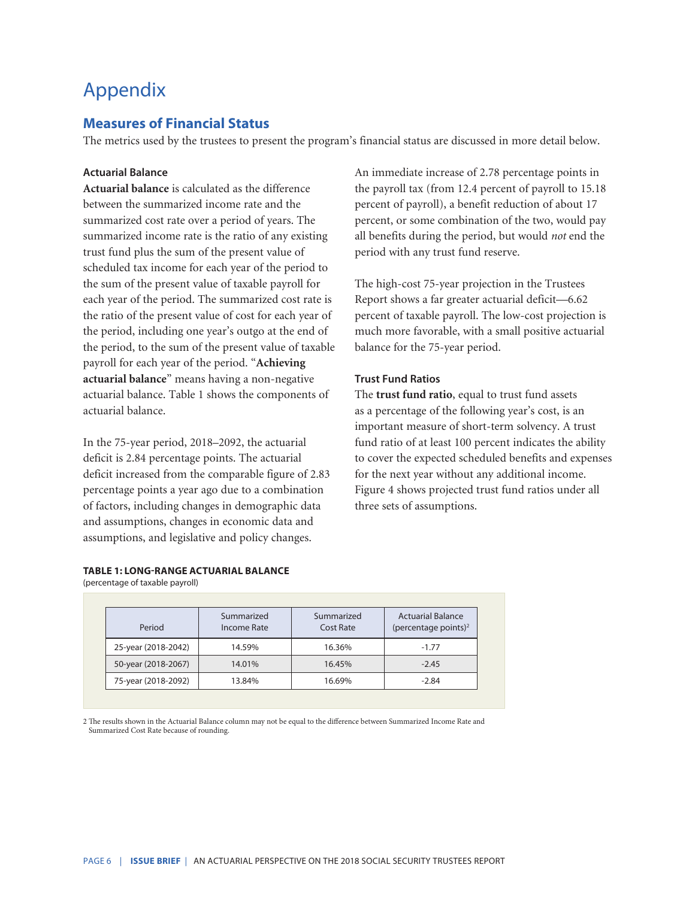# Appendix

## Measures of Financial Status

The metrics used by the trustees to present the program's financial status are discussed in more detail below.

### Actuarial Balance

**Actuarial balance** is calculated as the difference between the summarized income rate and the summarized cost rate over a period of years. The summarized income rate is the ratio of any existing trust fund plus the sum of the present value of scheduled tax income for each year of the period to the sum of the present value of taxable payroll for each year of the period. The summarized cost rate is the ratio of the present value of cost for each year of the period, including one year's outgo at the end of the period, to the sum of the present value of taxable payroll for each year of the period. "**Achieving actuarial balance**" means having a non-negative actuarial balance. Table 1 shows the components of actuarial balance.

In the 75-year period, 2018–2092, the actuarial deficit is 2.84 percentage points. The actuarial deficit increased from the comparable figure of 2.83 percentage points a year ago due to a combination of factors, including changes in demographic data and assumptions, changes in economic data and assumptions, and legislative and policy changes.

An immediate increase of 2.78 percentage points in the payroll tax (from 12.4 percent of payroll to 15.18 percent of payroll), a benefit reduction of about 17 percent, or some combination of the two, would pay all benefits during the period, but would *not* end the period with any trust fund reserve.

The high-cost 75-year projection in the Trustees Report shows a far greater actuarial deficit—6.62 percent of taxable payroll. The low-cost projection is much more favorable, with a small positive actuarial balance for the 75-year period.

### Trust Fund Ratios

The **trust fund ratio**, equal to trust fund assets as a percentage of the following year's cost, is an important measure of short-term solvency. A trust fund ratio of at least 100 percent indicates the ability to cover the expected scheduled benefits and expenses for the next year without any additional income. Figure 4 shows projected trust fund ratios under all three sets of assumptions.

**TABLE 1: LONG-RANGE ACTUARIAL BALANCE**
(percentage of taxable payroll)

| Period | Summarized Income Rate | Summarized Cost Rate | Actuarial Balance (percentage points)[2] |
|---|---|---|---|
| 25-year (2018-2042) | 14.59% | 16.36% | -1.77 |
| 50-year (2018-2067) | 14.01% | 16.45% | -2.45 |
| 75-year (2018-2092) | 13.84% | 16.69% | -2.84 |

2 The results shown in the Actuarial Balance column may not be equal to the difference between Summarized Income Rate and Summarized Cost Rate because of rounding.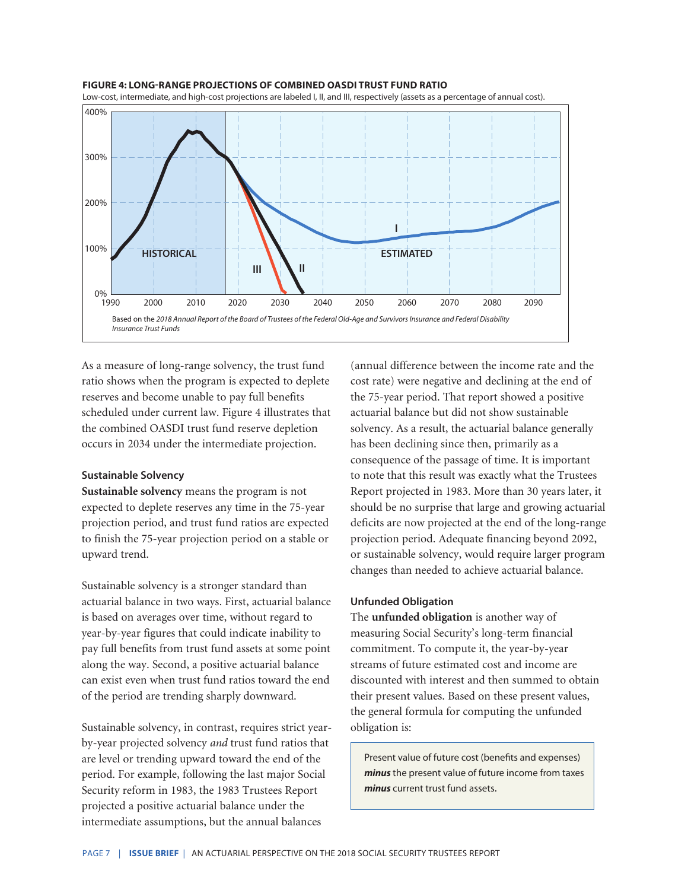**FIGURE 4: LONG-RANGE PROJECTIONS OF COMBINED OASDI TRUST FUND RATIO**

Low-cost, intermediate, and high-cost projections are labeled I, II, and III, respectively (assets as a percentage of annual cost).

Based on the *2018 Annual Report of the Board of Trustees of the Federal Old-Age and Survivors Insurance and Federal Disability Insurance Trust Funds*

As a measure of long-range solvency, the trust fund ratio shows when the program is expected to deplete reserves and become unable to pay full benefits scheduled under current law. Figure 4 illustrates that the combined OASDI trust fund reserve depletion occurs in 2034 under the intermediate projection.

### Sustainable Solvency

**Sustainable solvency** means the program is not expected to deplete reserves any time in the 75-year projection period, and trust fund ratios are expected to finish the 75-year projection period on a stable or upward trend.

Sustainable solvency is a stronger standard than actuarial balance in two ways. First, actuarial balance is based on averages over time, without regard to year-by-year figures that could indicate inability to pay full benefits from trust fund assets at some point along the way. Second, a positive actuarial balance can exist even when trust fund ratios toward the end of the period are trending sharply downward.

Sustainable solvency, in contrast, requires strict year-by-year projected solvency *and* trust fund ratios that are level or trending upward toward the end of the period. For example, following the last major Social Security reform in 1983, the 1983 Trustees Report projected a positive actuarial balance under the intermediate assumptions, but the annual balances (annual difference between the income rate and the cost rate) were negative and declining at the end of the 75-year period. That report showed a positive actuarial balance but did not show sustainable solvency. As a result, the actuarial balance generally has been declining since then, primarily as a consequence of the passage of time. It is important to note that this result was exactly what the Trustees Report projected in 1983. More than 30 years later, it should be no surprise that large and growing actuarial deficits are now projected at the end of the long-range projection period. Adequate financing beyond 2092, or sustainable solvency, would require larger program changes than needed to achieve actuarial balance.

### Unfunded Obligation

The **unfunded obligation** is another way of measuring Social Security's long-term financial commitment. To compute it, the year-by-year streams of future estimated cost and income are discounted with interest and then summed to obtain their present values. Based on these present values, the general formula for computing the unfunded obligation is:

> Present value of future cost (benefits and expenses) ***minus*** the present value of future income from taxes ***minus*** current trust fund assets.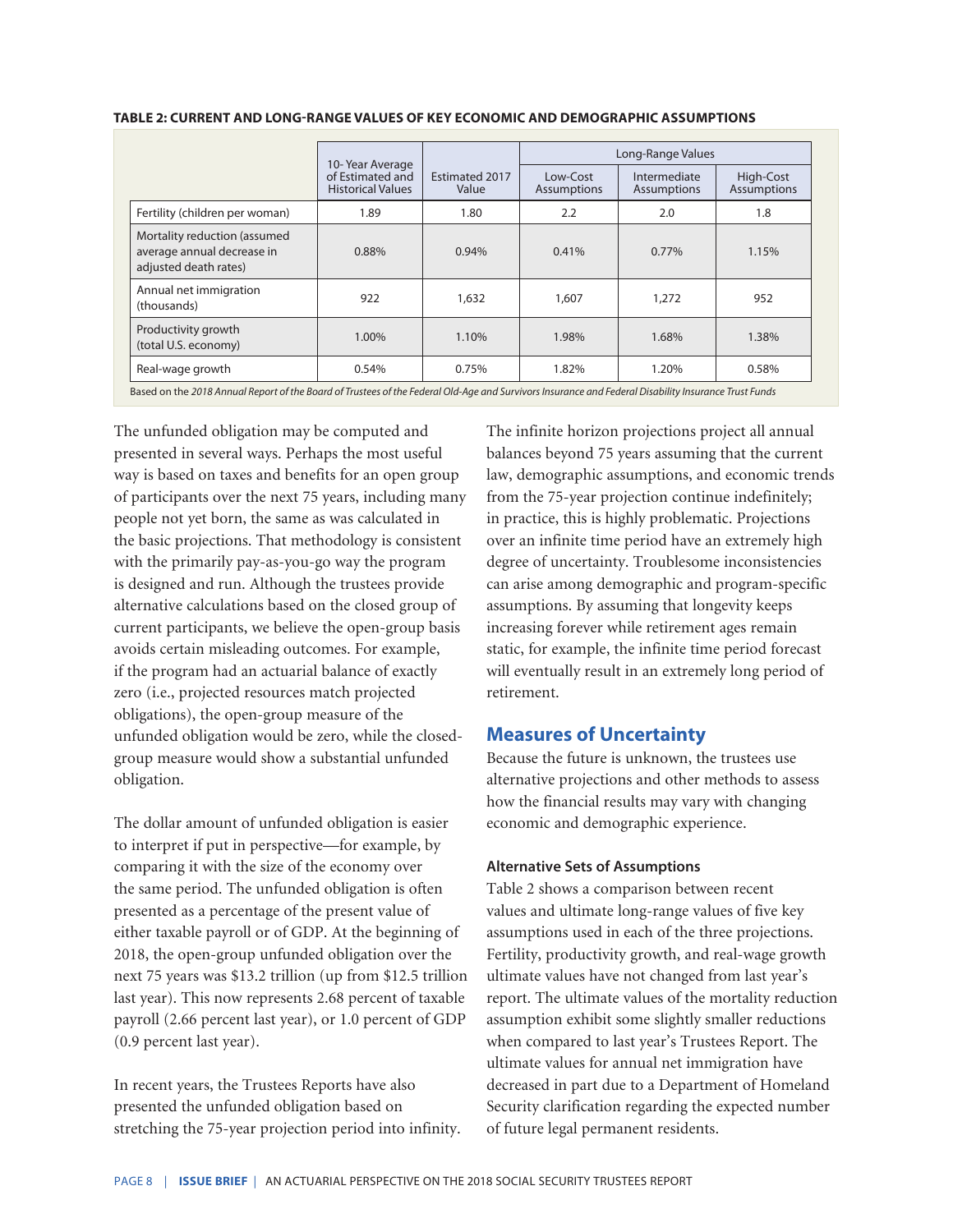**TABLE 2: CURRENT AND LONG-RANGE VALUES OF KEY ECONOMIC AND DEMOGRAPHIC ASSUMPTIONS**

| | 10-Year Average of Estimated and Historical Values | Estimated 2017 Value | Long-Range Values | | |
|---|---|---|---|---|---|
| | | | Low-Cost Assumptions | Intermediate Assumptions | High-Cost Assumptions |
| Fertility (children per woman) | 1.89 | 1.80 | 2.2 | 2.0 | 1.8 |
| Mortality reduction (assumed average annual decrease in adjusted death rates) | 0.88% | 0.94% | 0.41% | 0.77% | 1.15% |
| Annual net immigration (thousands) | 922 | 1,632 | 1,607 | 1,272 | 952 |
| Productivity growth (total U.S. economy) | 1.00% | 1.10% | 1.98% | 1.68% | 1.38% |
| Real-wage growth | 0.54% | 0.75% | 1.82% | 1.20% | 0.58% |

Based on the *2018 Annual Report of the Board of Trustees of the Federal Old-Age and Survivors Insurance and Federal Disability Insurance Trust Funds*

The unfunded obligation may be computed and presented in several ways. Perhaps the most useful way is based on taxes and benefits for an open group of participants over the next 75 years, including many people not yet born, the same as was calculated in the basic projections. That methodology is consistent with the primarily pay-as-you-go way the program is designed and run. Although the trustees provide alternative calculations based on the closed group of current participants, we believe the open-group basis avoids certain misleading outcomes. For example, if the program had an actuarial balance of exactly zero (i.e., projected resources match projected obligations), the open-group measure of the unfunded obligation would be zero, while the closed-group measure would show a substantial unfunded obligation.

The dollar amount of unfunded obligation is easier to interpret if put in perspective—for example, by comparing it with the size of the economy over the same period. The unfunded obligation is often presented as a percentage of the present value of either taxable payroll or of GDP. At the beginning of 2018, the open-group unfunded obligation over the next 75 years was $13.2 trillion (up from $12.5 trillion last year). This now represents 2.68 percent of taxable payroll (2.66 percent last year), or 1.0 percent of GDP (0.9 percent last year).

In recent years, the Trustees Reports have also presented the unfunded obligation based on stretching the 75-year projection period into infinity. The infinite horizon projections project all annual balances beyond 75 years assuming that the current law, demographic assumptions, and economic trends from the 75-year projection continue indefinitely; in practice, this is highly problematic. Projections over an infinite time period have an extremely high degree of uncertainty. Troublesome inconsistencies can arise among demographic and program-specific assumptions. By assuming that longevity keeps increasing forever while retirement ages remain static, for example, the infinite time period forecast will eventually result in an extremely long period of retirement.

## Measures of Uncertainty

Because the future is unknown, the trustees use alternative projections and other methods to assess how the financial results may vary with changing economic and demographic experience.

### Alternative Sets of Assumptions

Table 2 shows a comparison between recent values and ultimate long-range values of five key assumptions used in each of the three projections. Fertility, productivity growth, and real-wage growth ultimate values have not changed from last year's report. The ultimate values of the mortality reduction assumption exhibit some slightly smaller reductions when compared to last year's Trustees Report. The ultimate values for annual net immigration have decreased in part due to a Department of Homeland Security clarification regarding the expected number of future legal permanent residents.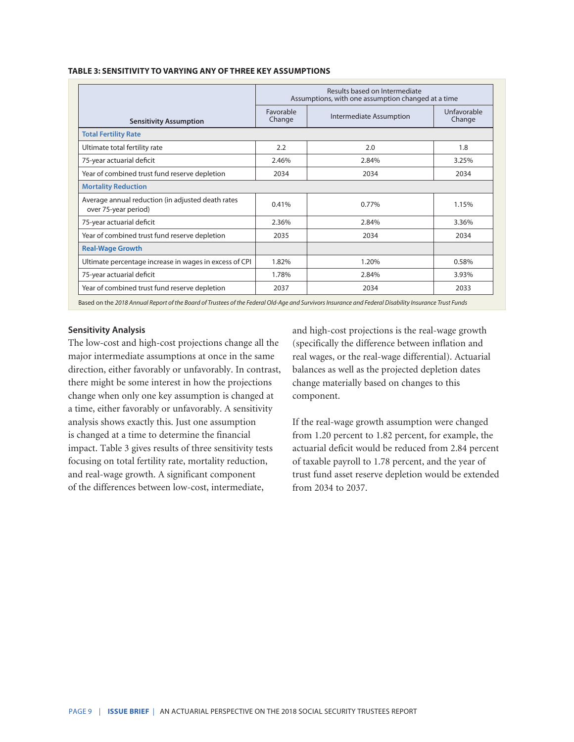**TABLE 3: SENSITIVITY TO VARYING ANY OF THREE KEY ASSUMPTIONS**

| Sensitivity Assumption | Results based on Intermediate Assumptions, with one assumption changed at a time | | |
|---|---|---|---|
| | Favorable Change | Intermediate Assumption | Unfavorable Change |
| **Total Fertility Rate** | | | |
| Ultimate total fertility rate | 2.2 | 2.0 | 1.8 |
| 75-year actuarial deficit | 2.46% | 2.84% | 3.25% |
| Year of combined trust fund reserve depletion | 2034 | 2034 | 2034 |
| **Mortality Reduction** | | | |
| Average annual reduction (in adjusted death rates over 75-year period) | 0.41% | 0.77% | 1.15% |
| 75-year actuarial deficit | 2.36% | 2.84% | 3.36% |
| Year of combined trust fund reserve depletion | 2035 | 2034 | 2034 |
| **Real-Wage Growth** | | | |
| Ultimate percentage increase in wages in excess of CPI | 1.82% | 1.20% | 0.58% |
| 75-year actuarial deficit | 1.78% | 2.84% | 3.93% |
| Year of combined trust fund reserve depletion | 2037 | 2034 | 2033 |

Based on the *2018 Annual Report of the Board of Trustees of the Federal Old-Age and Survivors Insurance and Federal Disability Insurance Trust Funds*

### Sensitivity Analysis

The low-cost and high-cost projections change all the major intermediate assumptions at once in the same direction, either favorably or unfavorably. In contrast, there might be some interest in how the projections change when only one key assumption is changed at a time, either favorably or unfavorably. A sensitivity analysis shows exactly this. Just one assumption is changed at a time to determine the financial impact. Table 3 gives results of three sensitivity tests focusing on total fertility rate, mortality reduction, and real-wage growth. A significant component of the differences between low-cost, intermediate, and high-cost projections is the real-wage growth (specifically the difference between inflation and real wages, or the real-wage differential). Actuarial balances as well as the projected depletion dates change materially based on changes to this component.

If the real-wage growth assumption were changed from 1.20 percent to 1.82 percent, for example, the actuarial deficit would be reduced from 2.84 percent of taxable payroll to 1.78 percent, and the year of trust fund asset reserve depletion would be extended from 2034 to 2037.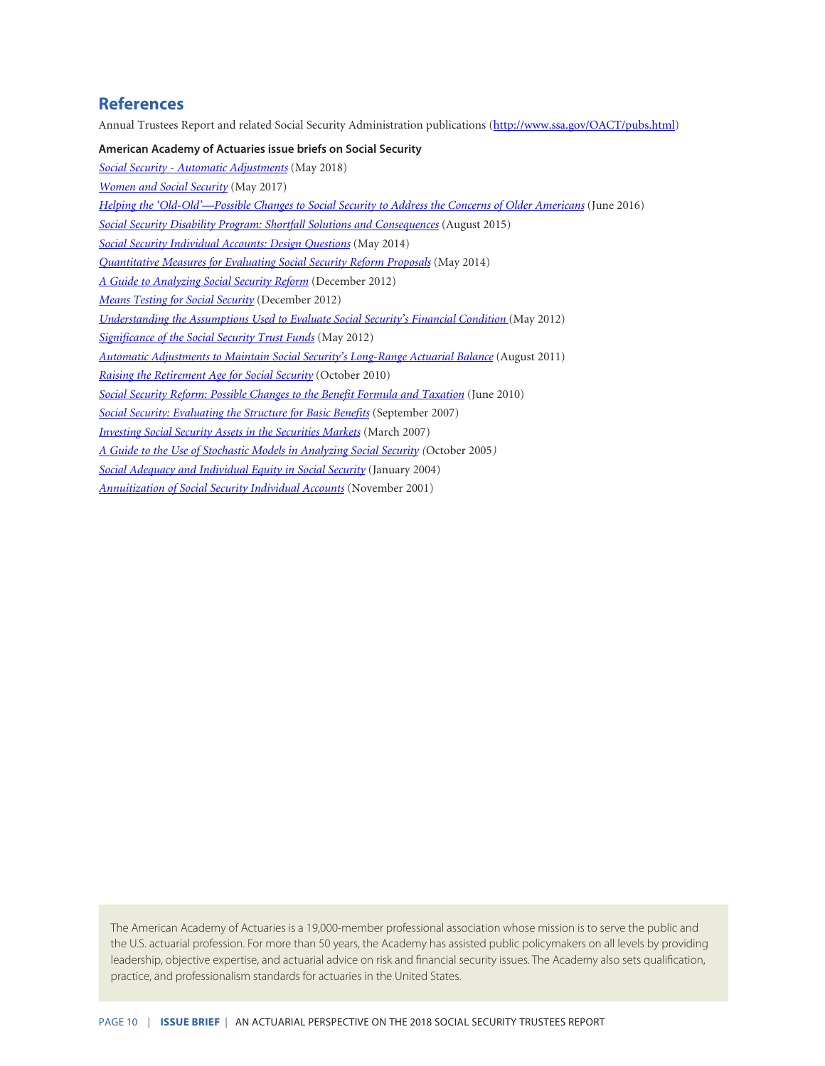## References

Annual Trustees Report and related Social Security Administration publications (http://www.ssa.gov/OACT/pubs.html)

**American Academy of Actuaries issue briefs on Social Security**

*Social Security - Automatic Adjustments* (May 2018)

*Women and Social Security* (May 2017)

*Helping the 'Old-Old'—Possible Changes to Social Security to Address the Concerns of Older Americans* (June 2016)

*Social Security Disability Program: Shortfall Solutions and Consequences* (August 2015)

*Social Security Individual Accounts: Design Questions* (May 2014)

*Quantitative Measures for Evaluating Social Security Reform Proposals* (May 2014)

*A Guide to Analyzing Social Security Reform* (December 2012)

*Means Testing for Social Security* (December 2012)

*Understanding the Assumptions Used to Evaluate Social Security's Financial Condition* (May 2012)

*Significance of the Social Security Trust Funds* (May 2012)

*Automatic Adjustments to Maintain Social Security's Long-Range Actuarial Balance* (August 2011)

*Raising the Retirement Age for Social Security* (October 2010)

*Social Security Reform: Possible Changes to the Benefit Formula and Taxation* (June 2010)

*Social Security: Evaluating the Structure for Basic Benefits* (September 2007)

*Investing Social Security Assets in the Securities Markets* (March 2007)

*A Guide to the Use of Stochastic Models in Analyzing Social Security* (October 2005)

*Social Adequacy and Individual Equity in Social Security* (January 2004)

*Annuitization of Social Security Individual Accounts* (November 2001)

The American Academy of Actuaries is a 19,000-member professional association whose mission is to serve the public and the U.S. actuarial profession. For more than 50 years, the Academy has assisted public policymakers on all levels by providing leadership, objective expertise, and actuarial advice on risk and financial security issues. The Academy also sets qualification, practice, and professionalism standards for actuaries in the United States.